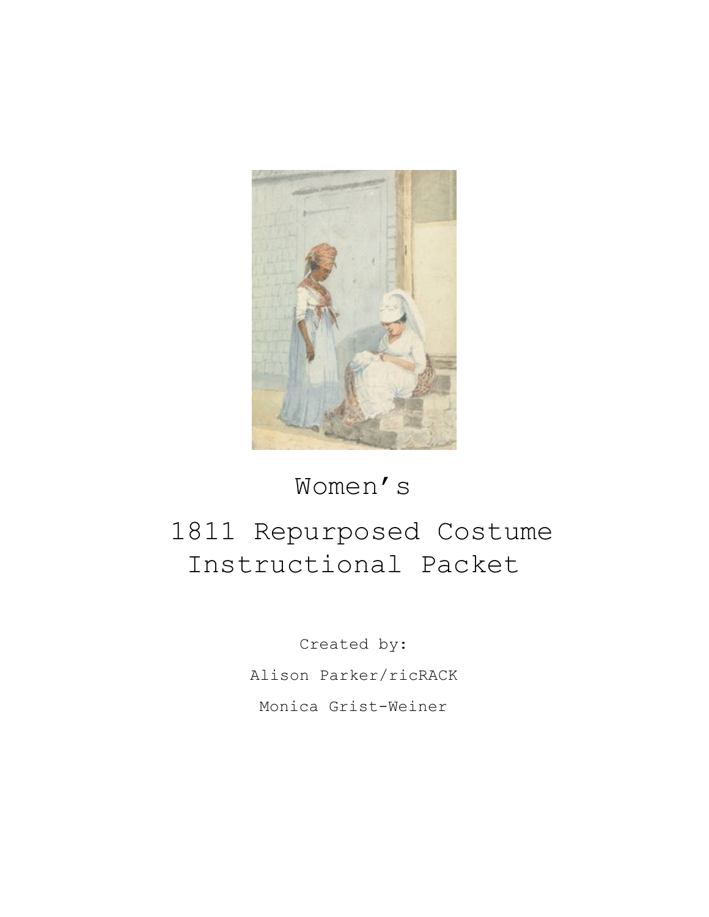# Women's

# 1811 Repurposed Costume Instructional Packet

Created by:

Alison Parker/ricRACK

Monica Grist-Weiner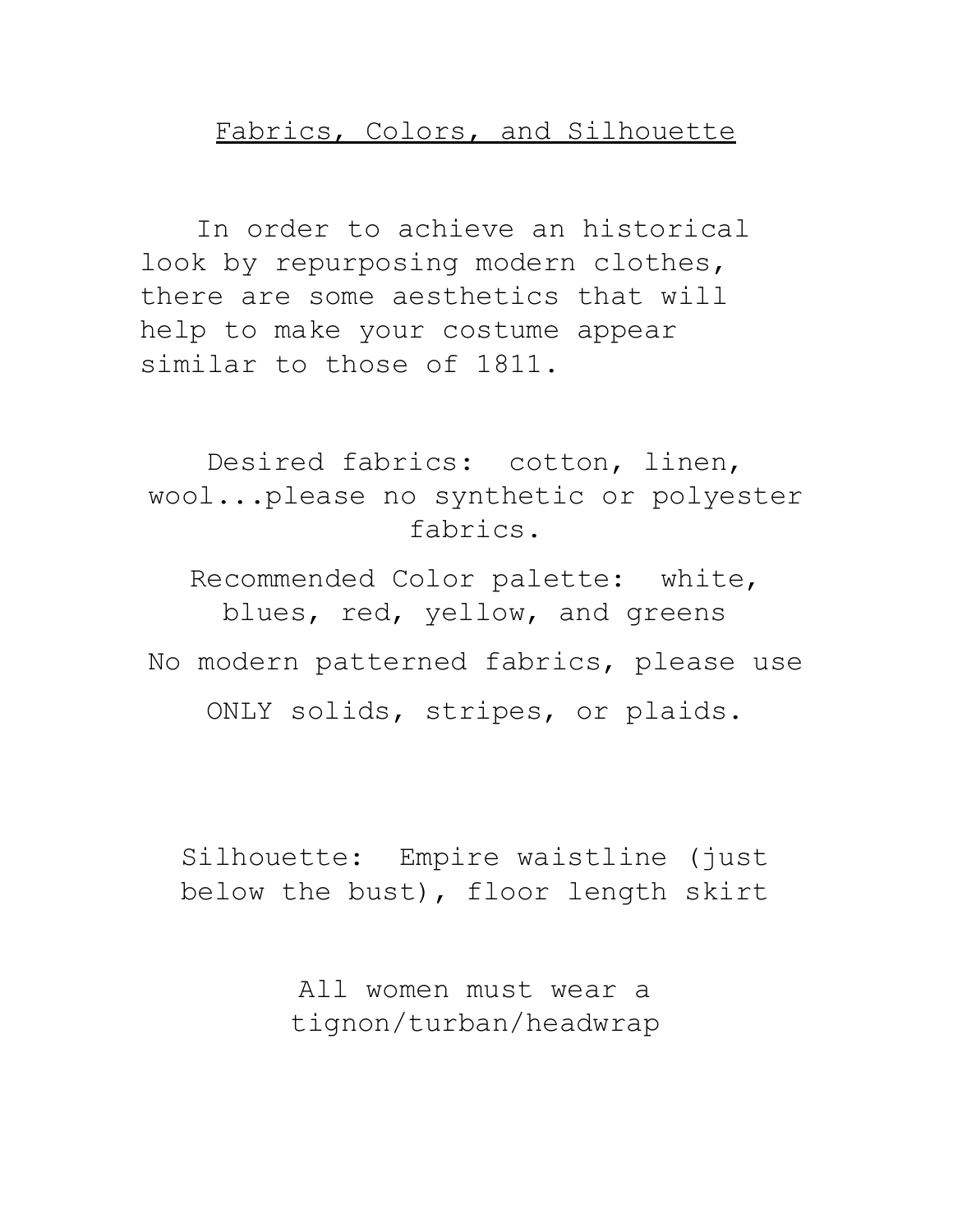## Fabrics, Colors, and Silhouette

In order to achieve an historical look by repurposing modern clothes, there are some aesthetics that will help to make your costume appear similar to those of 1811.

Desired fabrics: cotton, linen, wool...please no synthetic or polyester fabrics.

Recommended Color palette: white, blues, red, yellow, and greens

No modern patterned fabrics, please use ONLY solids, stripes, or plaids.

Silhouette: Empire waistline (just below the bust), floor length skirt

All women must wear a tignon/turban/headwrap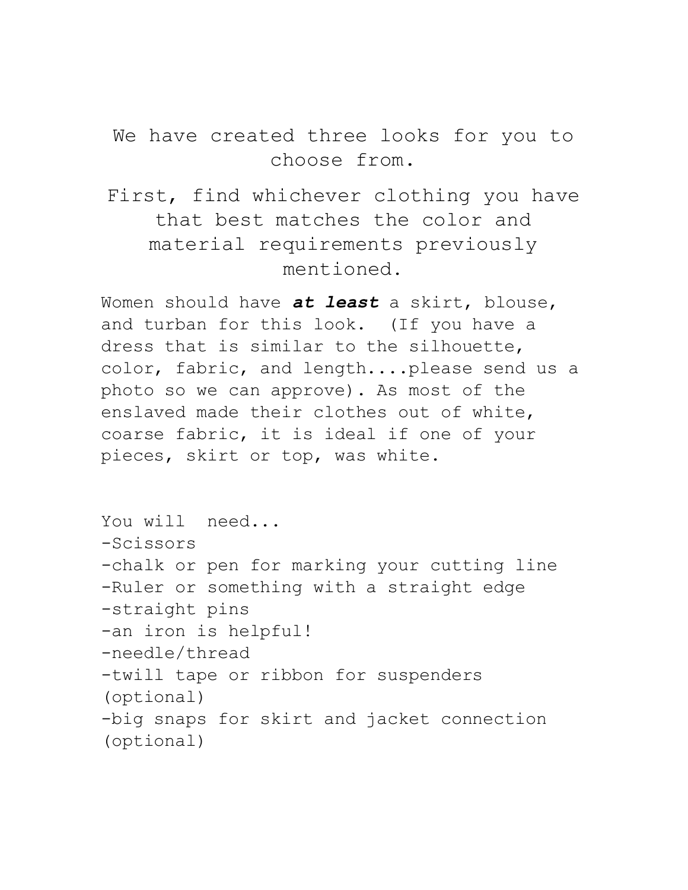We have created three looks for you to choose from.

First, find whichever clothing you have that best matches the color and material requirements previously mentioned.

Women should have ***at least*** a skirt, blouse, and turban for this look. (If you have a dress that is similar to the silhouette, color, fabric, and length....please send us a photo so we can approve). As most of the enslaved made their clothes out of white, coarse fabric, it is ideal if one of your pieces, skirt or top, was white.

You will need...

- Scissors
- chalk or pen for marking your cutting line
- Ruler or something with a straight edge
- straight pins
- an iron is helpful!
- needle/thread
- twill tape or ribbon for suspenders (optional)
- big snaps for skirt and jacket connection (optional)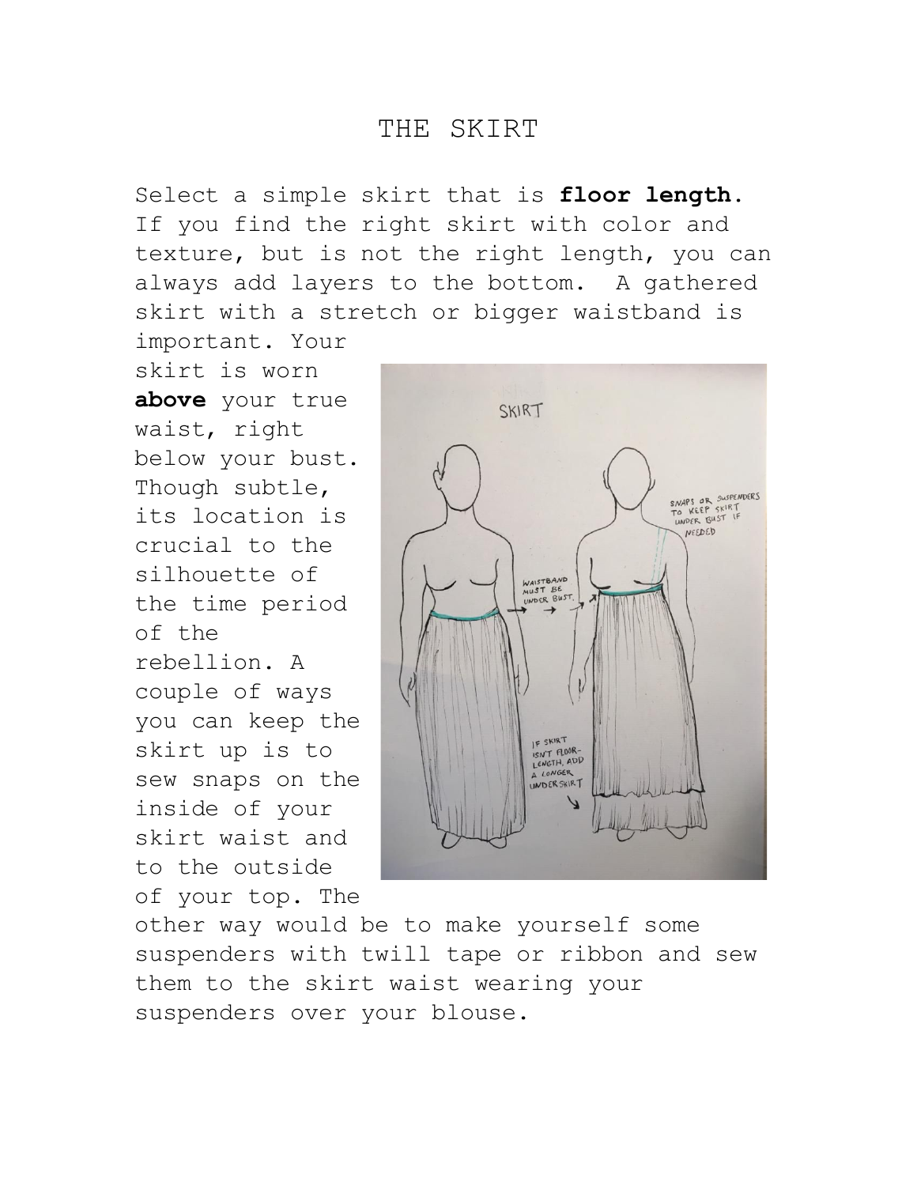# THE SKIRT

Select a simple skirt that is **floor length**. If you find the right skirt with color and texture, but is not the right length, you can always add layers to the bottom. A gathered skirt with a stretch or bigger waistband is important. Your skirt is worn **above** your true waist, right below your bust. Though subtle, its location is crucial to the silhouette of the time period of the rebellion. A couple of ways you can keep the skirt up is to sew snaps on the inside of your skirt waist and to the outside of your top. The other way would be to make yourself some suspenders with twill tape or ribbon and sew them to the skirt waist wearing your suspenders over your blouse.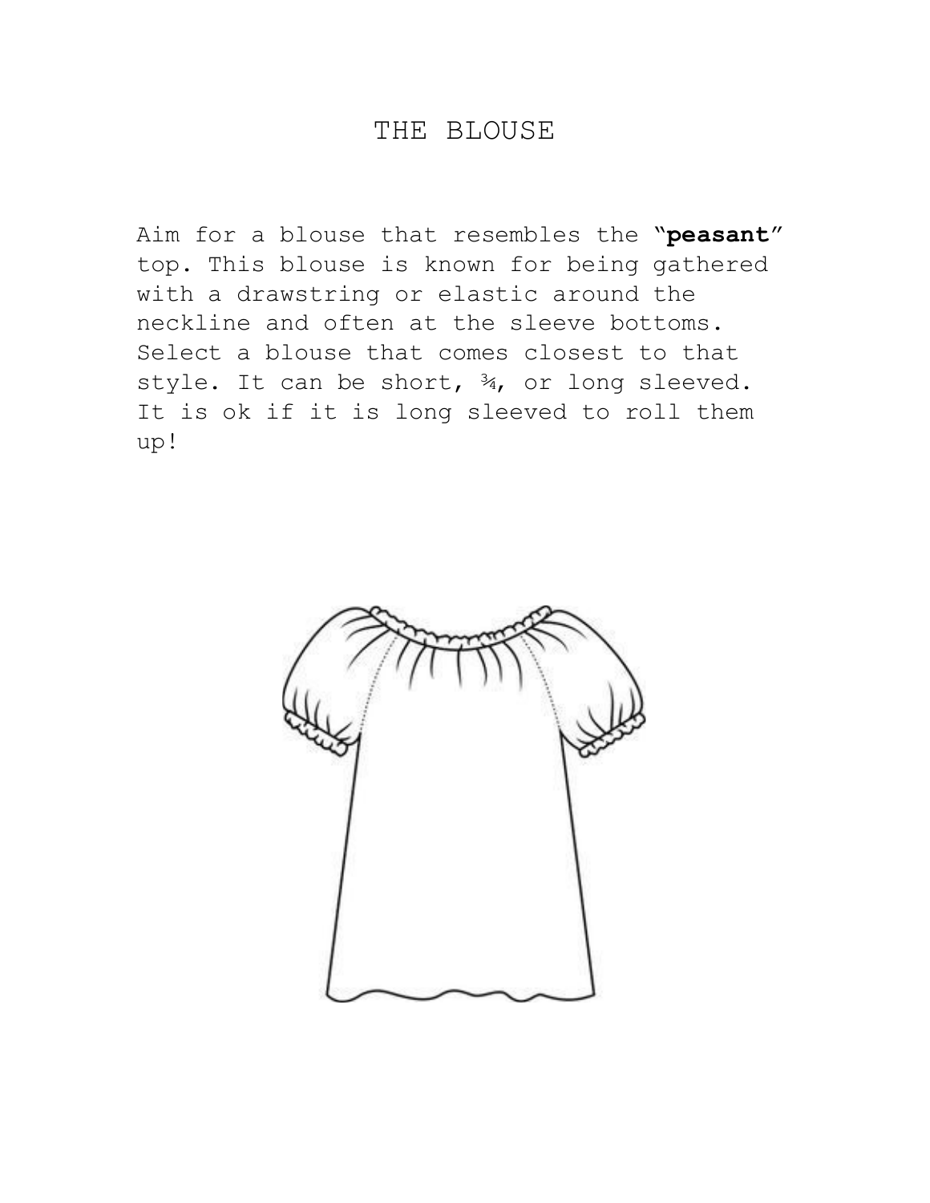# THE BLOUSE

Aim for a blouse that resembles the "**peasant**" top. This blouse is known for being gathered with a drawstring or elastic around the neckline and often at the sleeve bottoms. Select a blouse that comes closest to that style. It can be short, ¾, or long sleeved. It is ok if it is long sleeved to roll them up!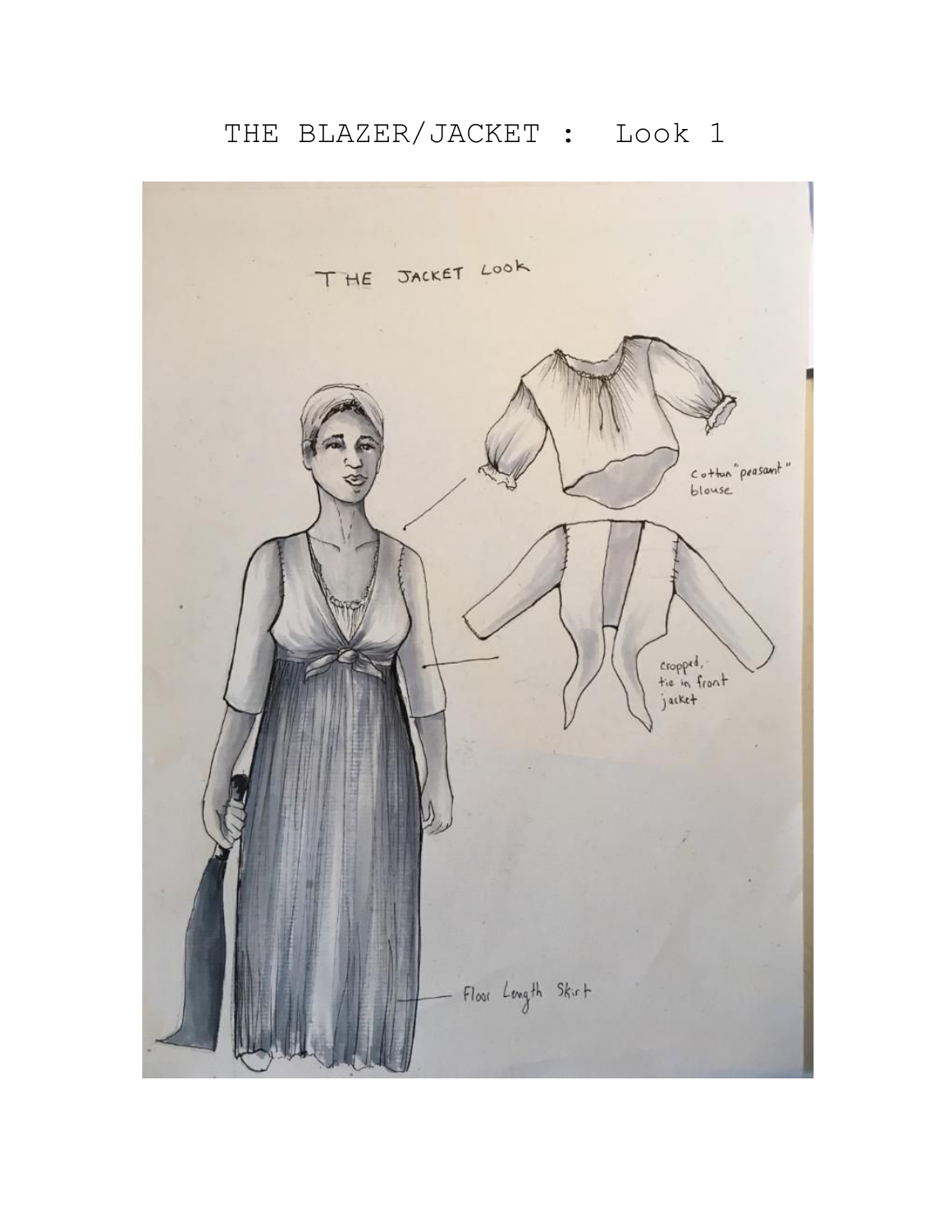# THE BLAZER/JACKET : Look 1

THE JACKET LOOK

Cotton "peasant" blouse

cropped, tie in front jacket

Floor Length Skirt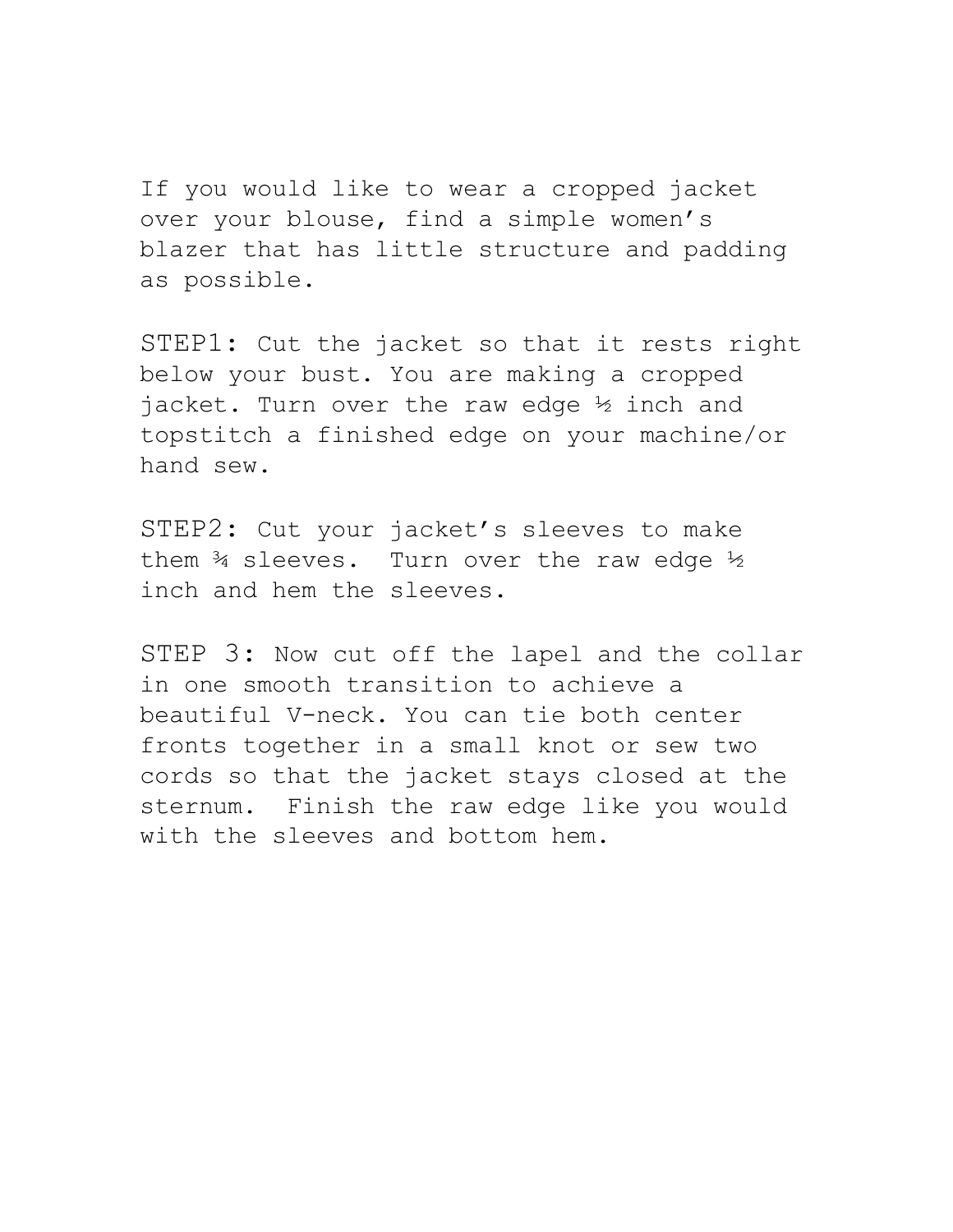If you would like to wear a cropped jacket over your blouse, find a simple women's blazer that has little structure and padding as possible.

STEP1: Cut the jacket so that it rests right below your bust. You are making a cropped jacket. Turn over the raw edge ½ inch and topstitch a finished edge on your machine/or hand sew.

STEP2: Cut your jacket's sleeves to make them ¾ sleeves. Turn over the raw edge ½ inch and hem the sleeves.

STEP 3: Now cut off the lapel and the collar in one smooth transition to achieve a beautiful V-neck. You can tie both center fronts together in a small knot or sew two cords so that the jacket stays closed at the sternum. Finish the raw edge like you would with the sleeves and bottom hem.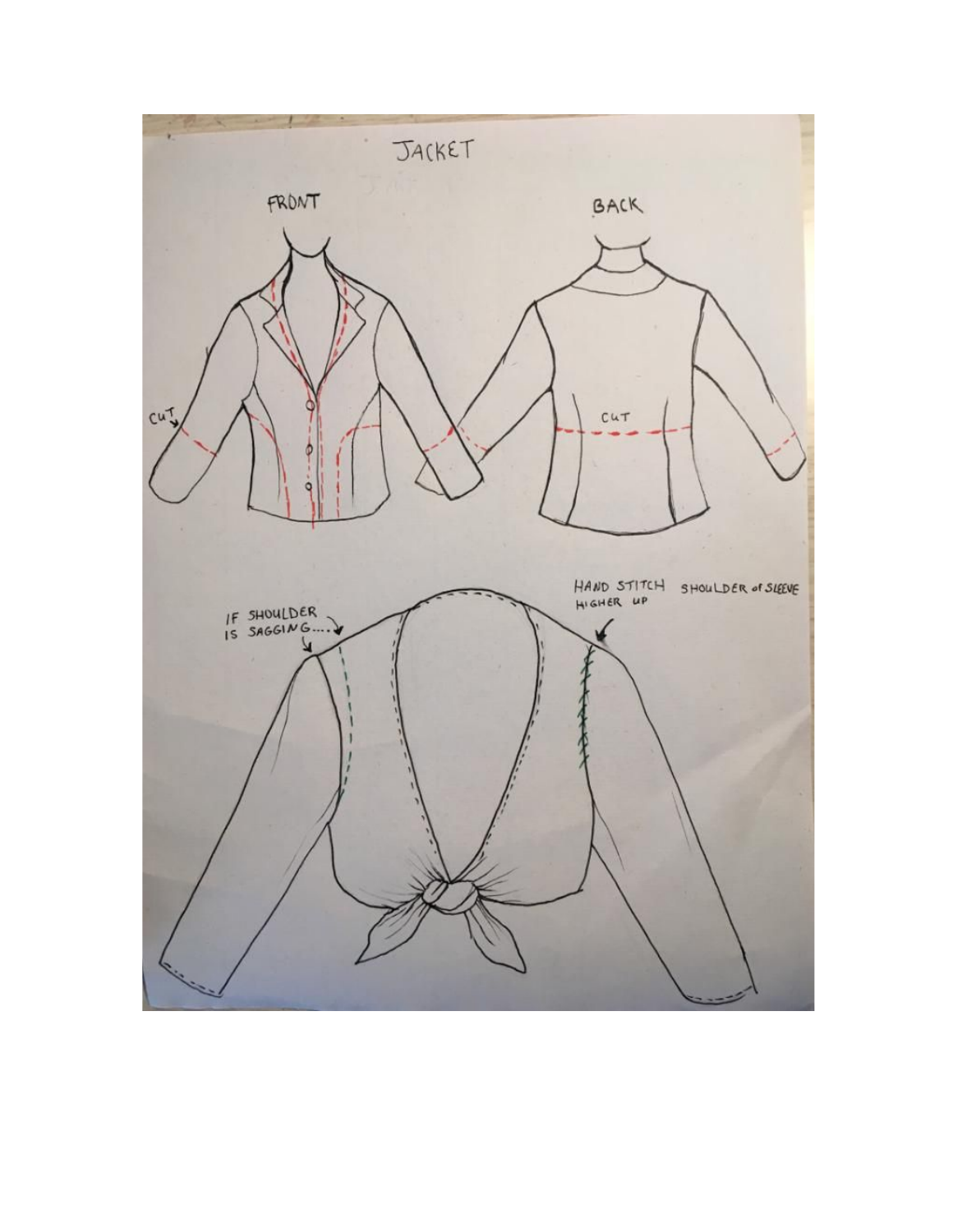# JACKET

FRONT

BACK

CUT

CUT

IF SHOULDER IS SAGGING....

HAND STITCH SHOULDER of SLEEVE HIGHER UP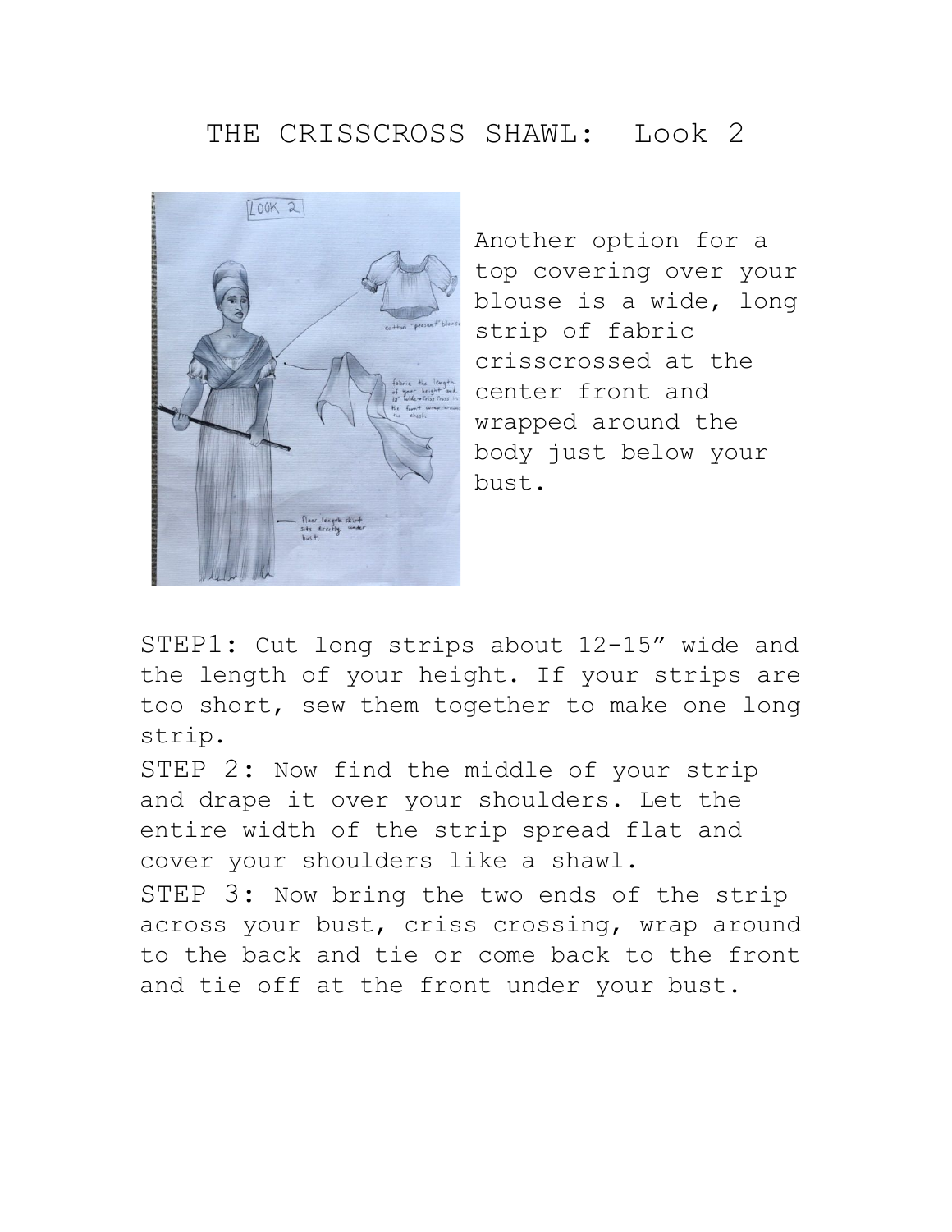# THE CRISSCROSS SHAWL: Look 2

Another option for a top covering over your blouse is a wide, long strip of fabric crisscrossed at the center front and wrapped around the body just below your bust.

**STEP1:** Cut long strips about 12-15” wide and the length of your height. If your strips are too short, sew them together to make one long strip.

**STEP 2:** Now find the middle of your strip and drape it over your shoulders. Let the entire width of the strip spread flat and cover your shoulders like a shawl.

**STEP 3:** Now bring the two ends of the strip across your bust, criss crossing, wrap around to the back and tie or come back to the front and tie off at the front under your bust.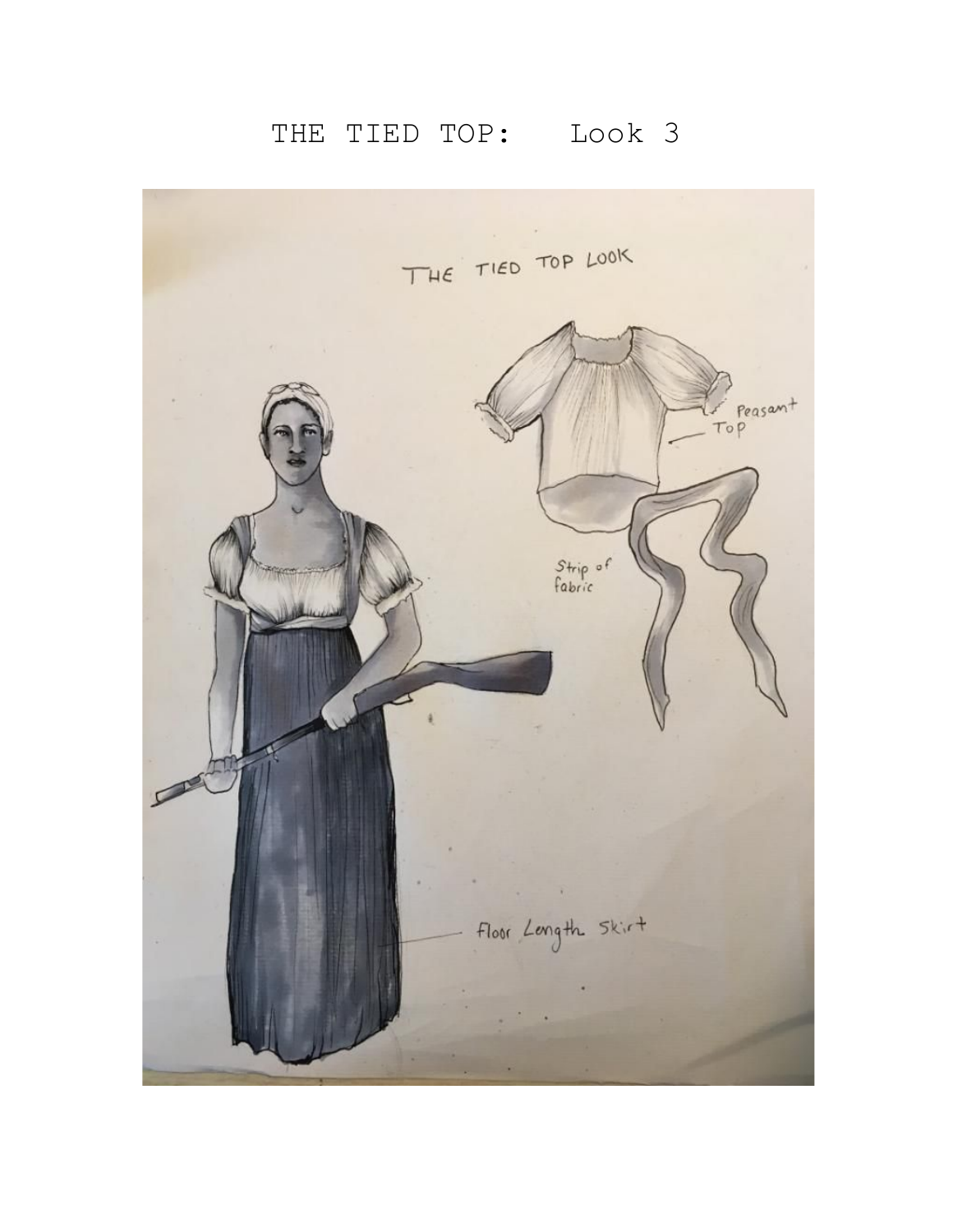# THE TIED TOP: Look 3

THE TIED TOP LOOK

Peasant Top

Strip of fabric

Floor Length Skirt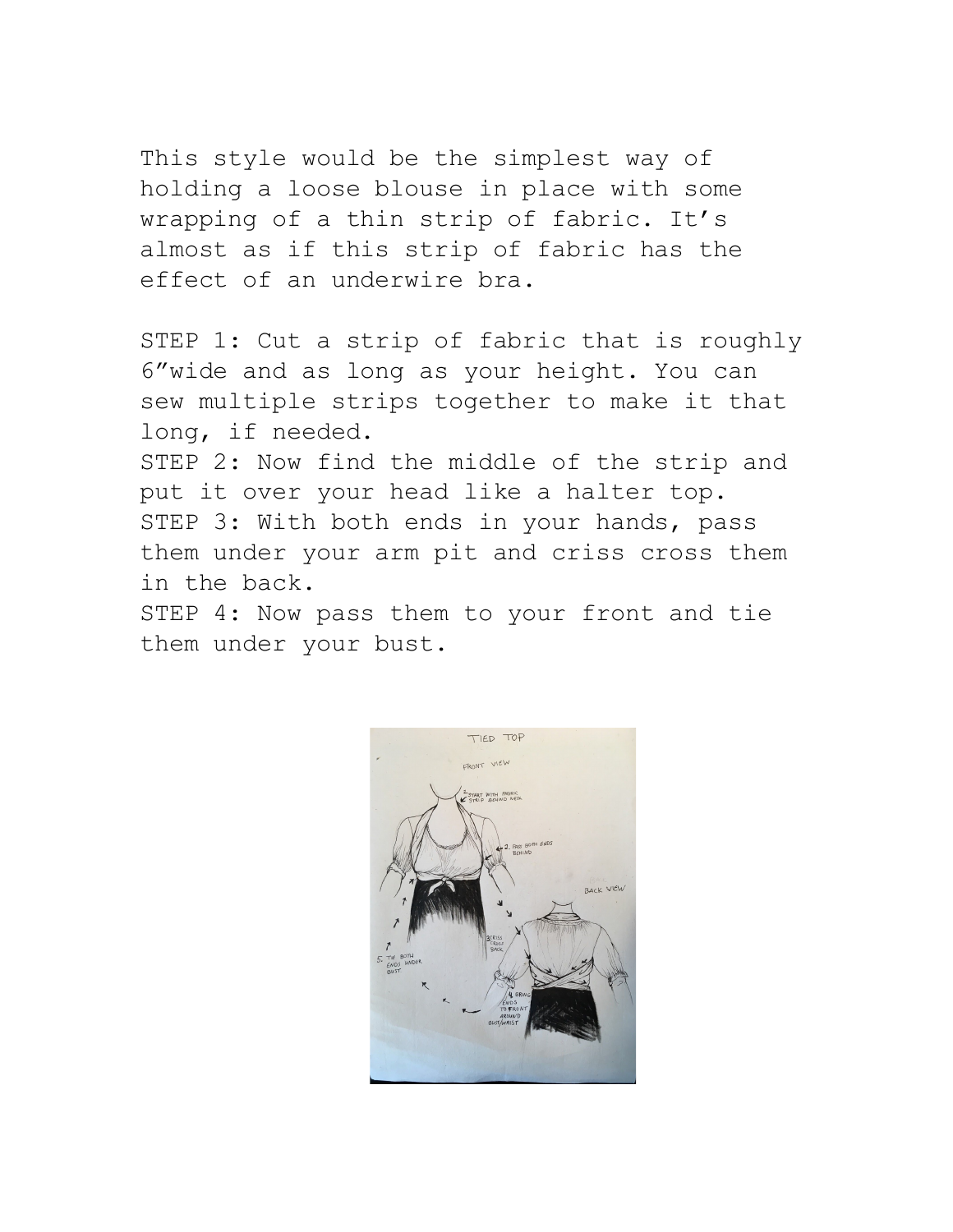This style would be the simplest way of holding a loose blouse in place with some wrapping of a thin strip of fabric. It's almost as if this strip of fabric has the effect of an underwire bra.

STEP 1: Cut a strip of fabric that is roughly 6"wide and as long as your height. You can sew multiple strips together to make it that long, if needed.

STEP 2: Now find the middle of the strip and put it over your head like a halter top.

STEP 3: With both ends in your hands, pass them under your arm pit and criss cross them in the back.

STEP 4: Now pass them to your front and tie them under your bust.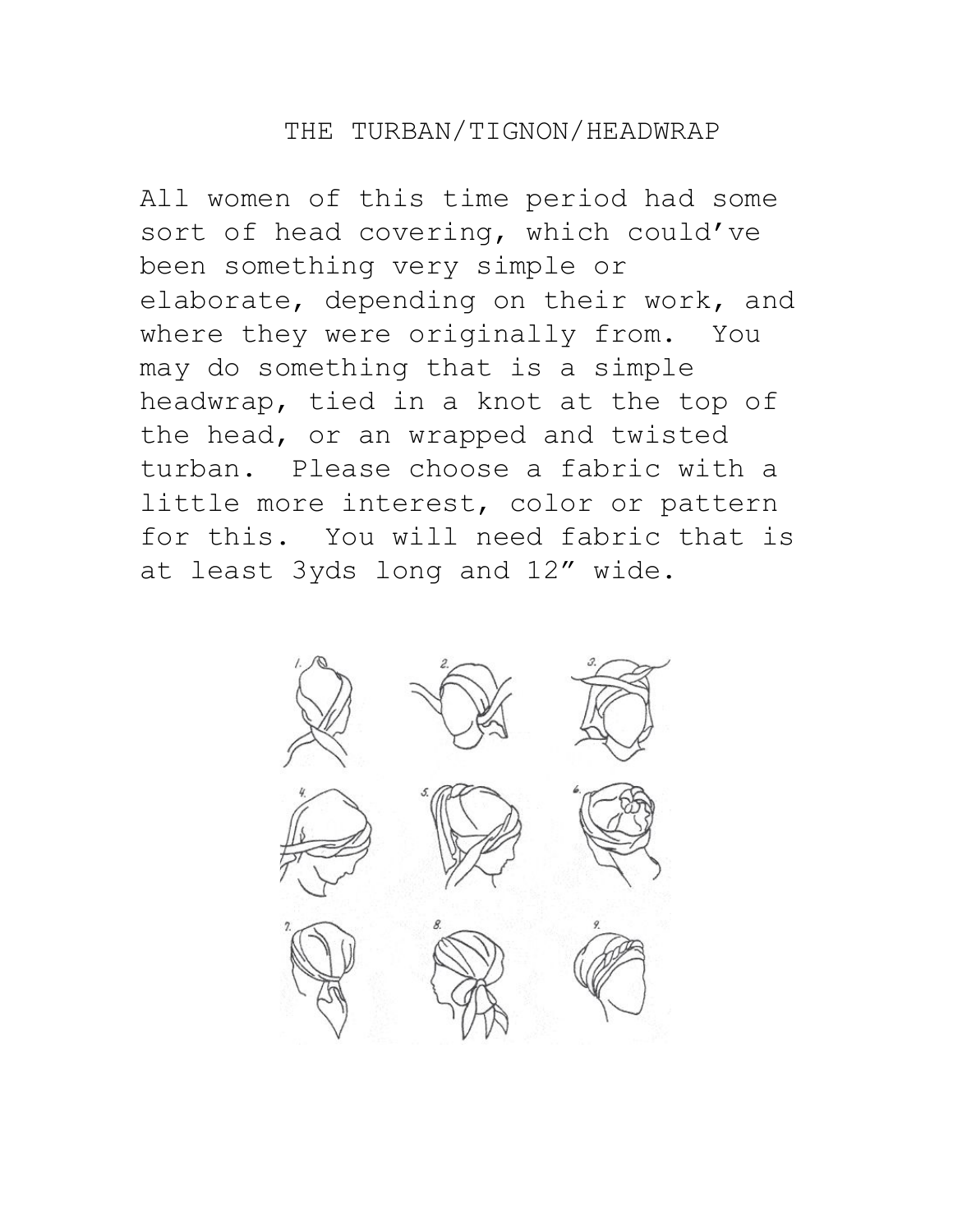# THE TURBAN/TIGNON/HEADWRAP

All women of this time period had some sort of head covering, which could've been something very simple or elaborate, depending on their work, and where they were originally from. You may do something that is a simple headwrap, tied in a knot at the top of the head, or an wrapped and twisted turban. Please choose a fabric with a little more interest, color or pattern for this. You will need fabric that is at least 3yds long and 12" wide.

1. 2. 3.

4. 5. 6.

7. 8. 9.